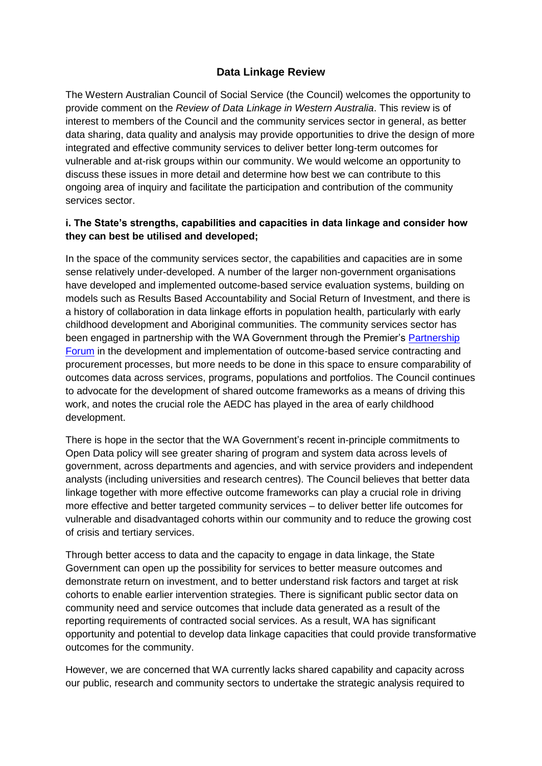# Data Linkage Review

The Western Australian Council of Social Service (the Council) welcomes the opportunity to provide comment on the *Review of Data Linkage in Western Australia*. This review is of interest to members of the Council and the community services sector in general, as better data sharing, data quality and analysis may provide opportunities to drive the design of more integrated and effective community services to deliver better long-term outcomes for vulnerable and at-risk groups within our community. We would welcome an opportunity to discuss these issues in more detail and determine how best we can contribute to this ongoing area of inquiry and facilitate the participation and contribution of the community services sector.

### i. The State's strengths, capabilities and capacities in data linkage and consider how they can best be utilised and developed;

In the space of the community services sector, the capabilities and capacities are in some sense relatively under-developed. A number of the larger non-government organisations have developed and implemented outcome-based service evaluation systems, building on models such as Results Based Accountability and Social Return of Investment, and there is a history of collaboration in data linkage efforts in population health, particularly with early childhood development and Aboriginal communities. The community services sector has been engaged in partnership with the WA Government through the Premier's Partnership Forum in the development and implementation of outcome-based service contracting and procurement processes, but more needs to be done in this space to ensure comparability of outcomes data across services, programs, populations and portfolios. The Council continues to advocate for the development of shared outcome frameworks as a means of driving this work, and notes the crucial role the AEDC has played in the area of early childhood development.

There is hope in the sector that the WA Government's recent in-principle commitments to Open Data policy will see greater sharing of program and system data across levels of government, across departments and agencies, and with service providers and independent analysts (including universities and research centres). The Council believes that better data linkage together with more effective outcome frameworks can play a crucial role in driving more effective and better targeted community services – to deliver better life outcomes for vulnerable and disadvantaged cohorts within our community and to reduce the growing cost of crisis and tertiary services.

Through better access to data and the capacity to engage in data linkage, the State Government can open up the possibility for services to better measure outcomes and demonstrate return on investment, and to better understand risk factors and target at risk cohorts to enable earlier intervention strategies. There is significant public sector data on community need and service outcomes that include data generated as a result of the reporting requirements of contracted social services. As a result, WA has significant opportunity and potential to develop data linkage capacities that could provide transformative outcomes for the community.

However, we are concerned that WA currently lacks shared capability and capacity across our public, research and community sectors to undertake the strategic analysis required to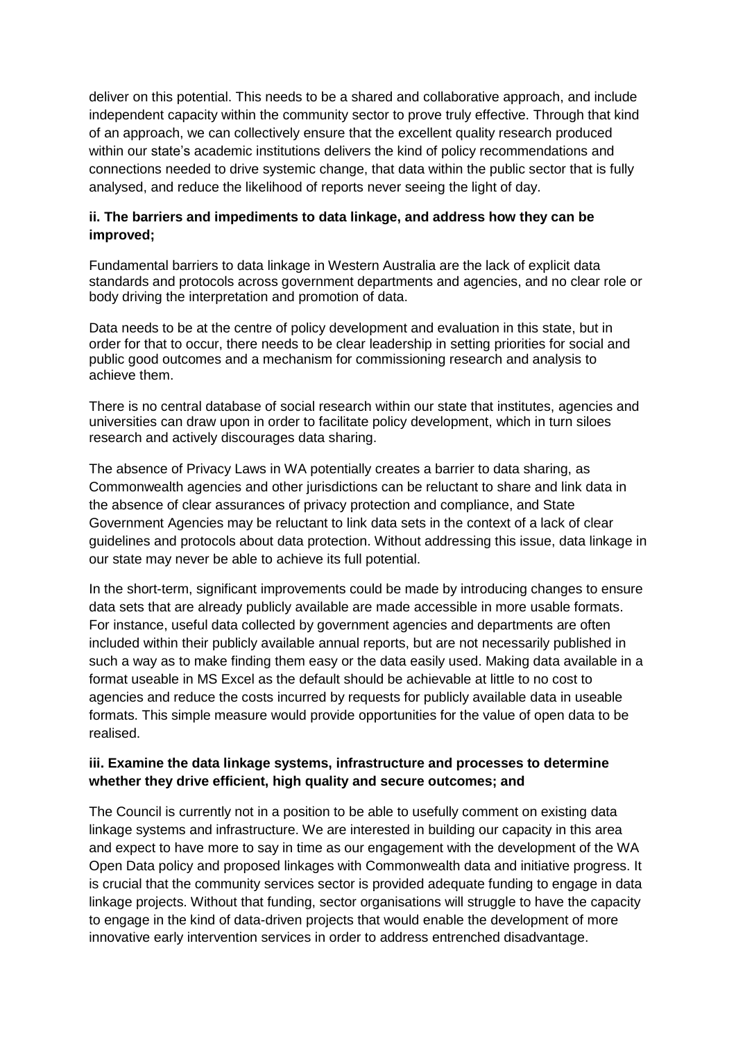deliver on this potential. This needs to be a shared and collaborative approach, and include independent capacity within the community sector to prove truly effective. Through that kind of an approach, we can collectively ensure that the excellent quality research produced within our state's academic institutions delivers the kind of policy recommendations and connections needed to drive systemic change, that data within the public sector that is fully analysed, and reduce the likelihood of reports never seeing the light of day.

**ii. The barriers and impediments to data linkage, and address how they can be improved;**

Fundamental barriers to data linkage in Western Australia are the lack of explicit data standards and protocols across government departments and agencies, and no clear role or body driving the interpretation and promotion of data.

Data needs to be at the centre of policy development and evaluation in this state, but in order for that to occur, there needs to be clear leadership in setting priorities for social and public good outcomes and a mechanism for commissioning research and analysis to achieve them.

There is no central database of social research within our state that institutes, agencies and universities can draw upon in order to facilitate policy development, which in turn siloes research and actively discourages data sharing.

The absence of Privacy Laws in WA potentially creates a barrier to data sharing, as Commonwealth agencies and other jurisdictions can be reluctant to share and link data in the absence of clear assurances of privacy protection and compliance, and State Government Agencies may be reluctant to link data sets in the context of a lack of clear guidelines and protocols about data protection. Without addressing this issue, data linkage in our state may never be able to achieve its full potential.

In the short-term, significant improvements could be made by introducing changes to ensure data sets that are already publicly available are made accessible in more usable formats. For instance, useful data collected by government agencies and departments are often included within their publicly available annual reports, but are not necessarily published in such a way as to make finding them easy or the data easily used. Making data available in a format useable in MS Excel as the default should be achievable at little to no cost to agencies and reduce the costs incurred by requests for publicly available data in useable formats. This simple measure would provide opportunities for the value of open data to be realised.

**iii. Examine the data linkage systems, infrastructure and processes to determine whether they drive efficient, high quality and secure outcomes; and**

The Council is currently not in a position to be able to usefully comment on existing data linkage systems and infrastructure. We are interested in building our capacity in this area and expect to have more to say in time as our engagement with the development of the WA Open Data policy and proposed linkages with Commonwealth data and initiative progress. It is crucial that the community services sector is provided adequate funding to engage in data linkage projects. Without that funding, sector organisations will struggle to have the capacity to engage in the kind of data-driven projects that would enable the development of more innovative early intervention services in order to address entrenched disadvantage.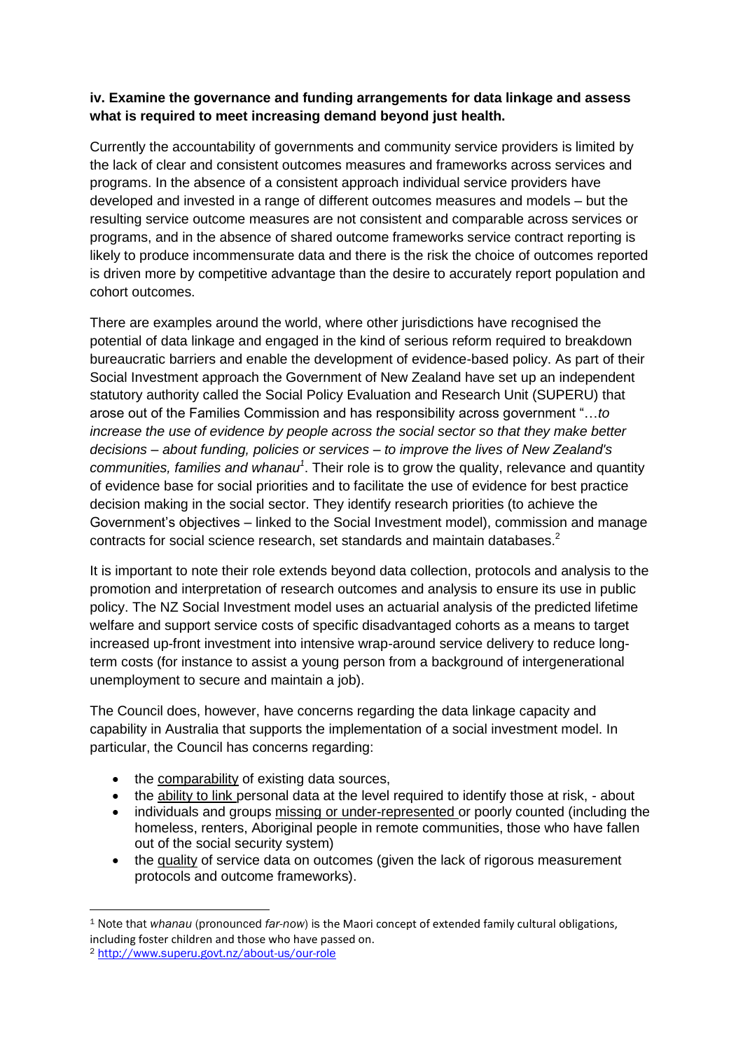**iv. Examine the governance and funding arrangements for data linkage and assess what is required to meet increasing demand beyond just health.**

Currently the accountability of governments and community service providers is limited by the lack of clear and consistent outcomes measures and frameworks across services and programs. In the absence of a consistent approach individual service providers have developed and invested in a range of different outcomes measures and models – but the resulting service outcome measures are not consistent and comparable across services or programs, and in the absence of shared outcome frameworks service contract reporting is likely to produce incommensurate data and there is the risk the choice of outcomes reported is driven more by competitive advantage than the desire to accurately report population and cohort outcomes.

There are examples around the world, where other jurisdictions have recognised the potential of data linkage and engaged in the kind of serious reform required to breakdown bureaucratic barriers and enable the development of evidence-based policy. As part of their Social Investment approach the Government of New Zealand have set up an independent statutory authority called the Social Policy Evaluation and Research Unit (SUPERU) that arose out of the Families Commission and has responsibility across government "*…to increase the use of evidence by people across the social sector so that they make better decisions – about funding, policies or services – to improve the lives of New Zealand's communities, families and whanau*[1]. Their role is to grow the quality, relevance and quantity of evidence base for social priorities and to facilitate the use of evidence for best practice decision making in the social sector. They identify research priorities (to achieve the Government's objectives – linked to the Social Investment model), commission and manage contracts for social science research, set standards and maintain databases.[2]

It is important to note their role extends beyond data collection, protocols and analysis to the promotion and interpretation of research outcomes and analysis to ensure its use in public policy. The NZ Social Investment model uses an actuarial analysis of the predicted lifetime welfare and support service costs of specific disadvantaged cohorts as a means to target increased up-front investment into intensive wrap-around service delivery to reduce long-term costs (for instance to assist a young person from a background of intergenerational unemployment to secure and maintain a job).

The Council does, however, have concerns regarding the data linkage capacity and capability in Australia that supports the implementation of a social investment model. In particular, the Council has concerns regarding:

- the comparability of existing data sources,
- the ability to link personal data at the level required to identify those at risk, - about
- individuals and groups missing or under-represented or poorly counted (including the homeless, renters, Aboriginal people in remote communities, those who have fallen out of the social security system)
- the quality of service data on outcomes (given the lack of rigorous measurement protocols and outcome frameworks).

---

[1] Note that *whanau* (pronounced *far-now*) is the Maori concept of extended family cultural obligations, including foster children and those who have passed on.

[2] http://www.superu.govt.nz/about-us/our-role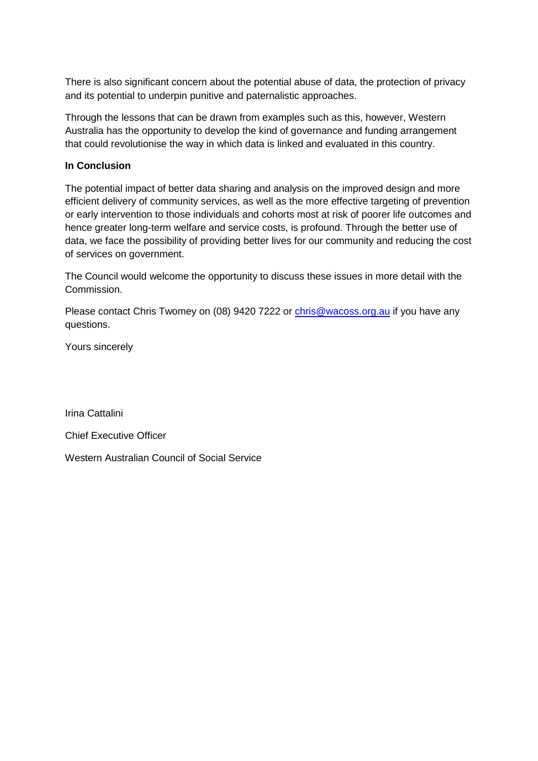There is also significant concern about the potential abuse of data, the protection of privacy and its potential to underpin punitive and paternalistic approaches.

Through the lessons that can be drawn from examples such as this, however, Western Australia has the opportunity to develop the kind of governance and funding arrangement that could revolutionise the way in which data is linked and evaluated in this country.

**In Conclusion**

The potential impact of better data sharing and analysis on the improved design and more efficient delivery of community services, as well as the more effective targeting of prevention or early intervention to those individuals and cohorts most at risk of poorer life outcomes and hence greater long-term welfare and service costs, is profound. Through the better use of data, we face the possibility of providing better lives for our community and reducing the cost of services on government.

The Council would welcome the opportunity to discuss these issues in more detail with the Commission.

Please contact Chris Twomey on (08) 9420 7222 or [chris@wacoss.org.au](mailto:chris@wacoss.org.au) if you have any questions.

Yours sincerely

Irina Cattalini

Chief Executive Officer

Western Australian Council of Social Service